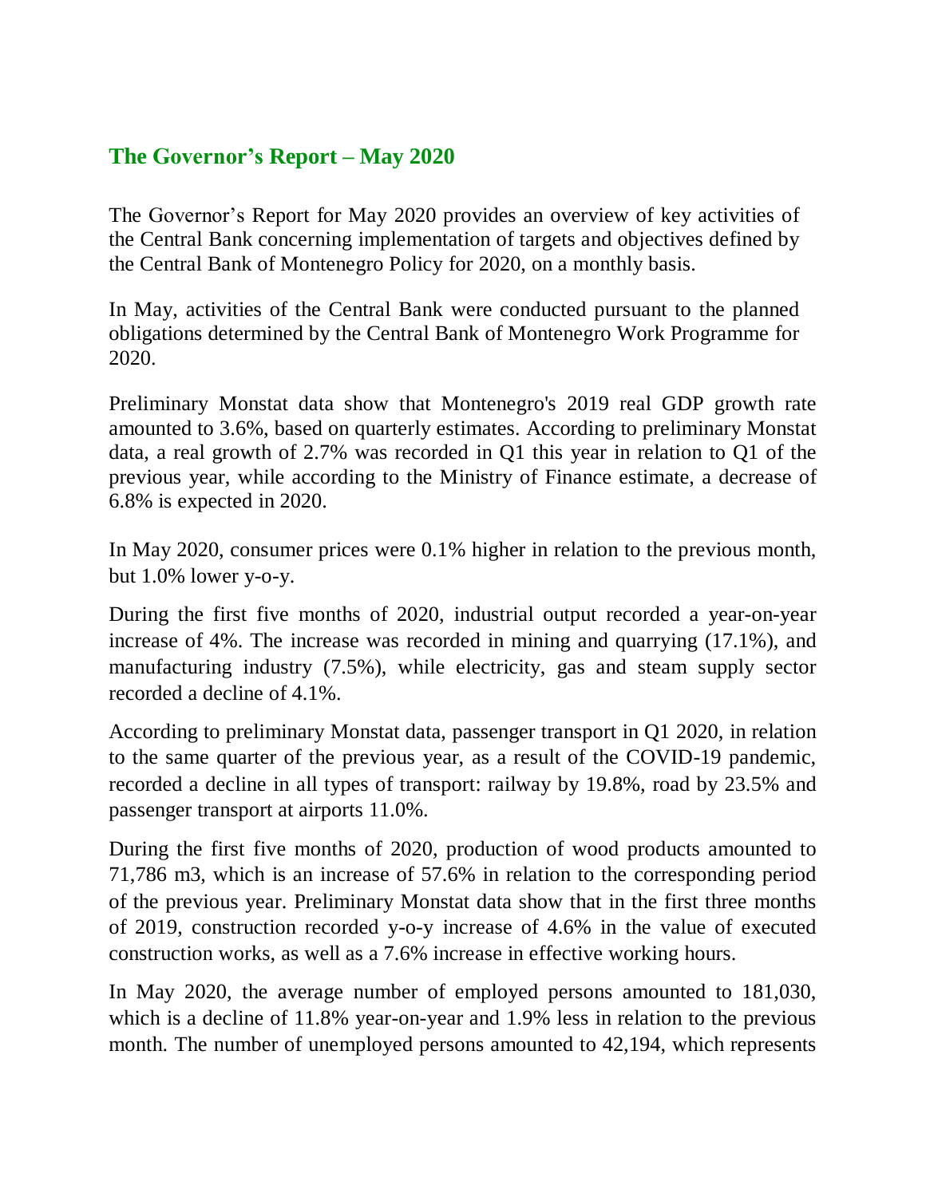## The Governor's Report – May 2020

The Governor's Report for May 2020 provides an overview of key activities of the Central Bank concerning implementation of targets and objectives defined by the Central Bank of Montenegro Policy for 2020, on a monthly basis.

In May, activities of the Central Bank were conducted pursuant to the planned obligations determined by the Central Bank of Montenegro Work Programme for 2020.

Preliminary Monstat data show that Montenegro's 2019 real GDP growth rate amounted to 3.6%, based on quarterly estimates. According to preliminary Monstat data, a real growth of 2.7% was recorded in Q1 this year in relation to Q1 of the previous year, while according to the Ministry of Finance estimate, a decrease of 6.8% is expected in 2020.

In May 2020, consumer prices were 0.1% higher in relation to the previous month, but 1.0% lower y-o-y.

During the first five months of 2020, industrial output recorded a year-on-year increase of 4%. The increase was recorded in mining and quarrying (17.1%), and manufacturing industry (7.5%), while electricity, gas and steam supply sector recorded a decline of 4.1%.

According to preliminary Monstat data, passenger transport in Q1 2020, in relation to the same quarter of the previous year, as a result of the COVID-19 pandemic, recorded a decline in all types of transport: railway by 19.8%, road by 23.5% and passenger transport at airports 11.0%.

During the first five months of 2020, production of wood products amounted to 71,786 m3, which is an increase of 57.6% in relation to the corresponding period of the previous year. Preliminary Monstat data show that in the first three months of 2019, construction recorded y-o-y increase of 4.6% in the value of executed construction works, as well as a 7.6% increase in effective working hours.

In May 2020, the average number of employed persons amounted to 181,030, which is a decline of 11.8% year-on-year and 1.9% less in relation to the previous month. The number of unemployed persons amounted to 42,194, which represents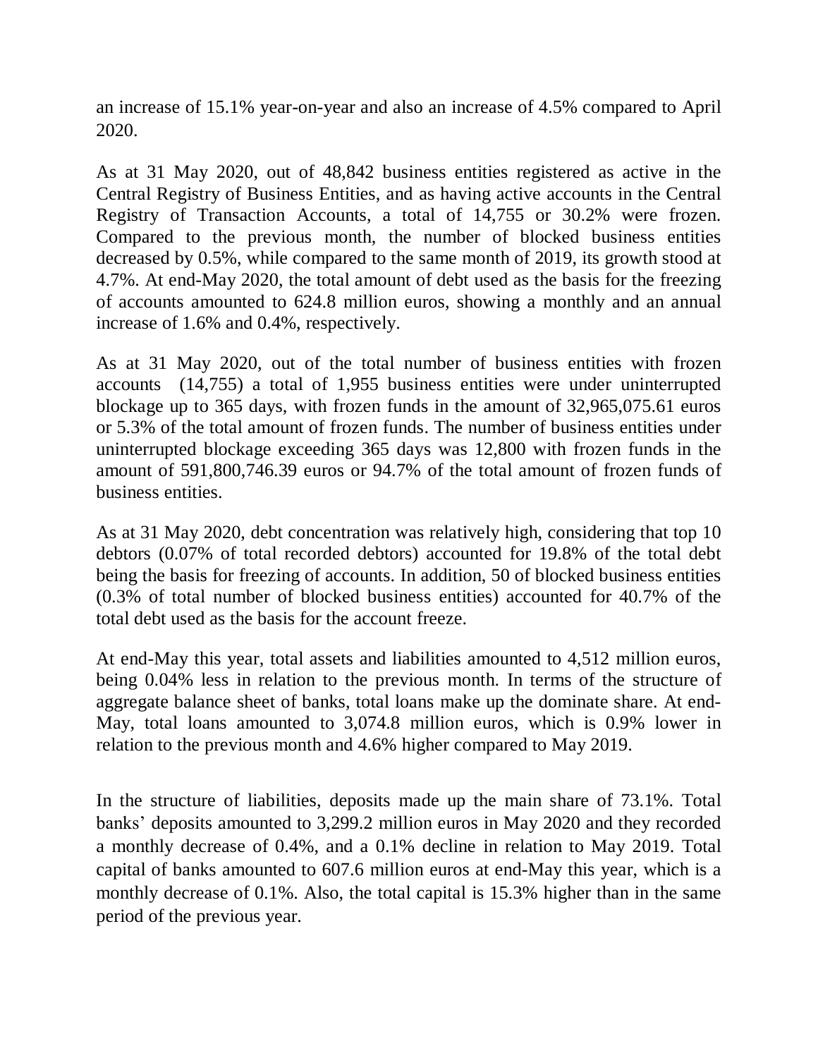an increase of 15.1% year-on-year and also an increase of 4.5% compared to April 2020.

As at 31 May 2020, out of 48,842 business entities registered as active in the Central Registry of Business Entities, and as having active accounts in the Central Registry of Transaction Accounts, a total of 14,755 or 30.2% were frozen. Compared to the previous month, the number of blocked business entities decreased by 0.5%, while compared to the same month of 2019, its growth stood at 4.7%. At end-May 2020, the total amount of debt used as the basis for the freezing of accounts amounted to 624.8 million euros, showing a monthly and an annual increase of 1.6% and 0.4%, respectively.

As at 31 May 2020, out of the total number of business entities with frozen accounts (14,755) a total of 1,955 business entities were under uninterrupted blockage up to 365 days, with frozen funds in the amount of 32,965,075.61 euros or 5.3% of the total amount of frozen funds. The number of business entities under uninterrupted blockage exceeding 365 days was 12,800 with frozen funds in the amount of 591,800,746.39 euros or 94.7% of the total amount of frozen funds of business entities.

As at 31 May 2020, debt concentration was relatively high, considering that top 10 debtors (0.07% of total recorded debtors) accounted for 19.8% of the total debt being the basis for freezing of accounts. In addition, 50 of blocked business entities (0.3% of total number of blocked business entities) accounted for 40.7% of the total debt used as the basis for the account freeze.

At end-May this year, total assets and liabilities amounted to 4,512 million euros, being 0.04% less in relation to the previous month. In terms of the structure of aggregate balance sheet of banks, total loans make up the dominate share. At end-May, total loans amounted to 3,074.8 million euros, which is 0.9% lower in relation to the previous month and 4.6% higher compared to May 2019.

In the structure of liabilities, deposits made up the main share of 73.1%. Total banks' deposits amounted to 3,299.2 million euros in May 2020 and they recorded a monthly decrease of 0.4%, and a 0.1% decline in relation to May 2019. Total capital of banks amounted to 607.6 million euros at end-May this year, which is a monthly decrease of 0.1%. Also, the total capital is 15.3% higher than in the same period of the previous year.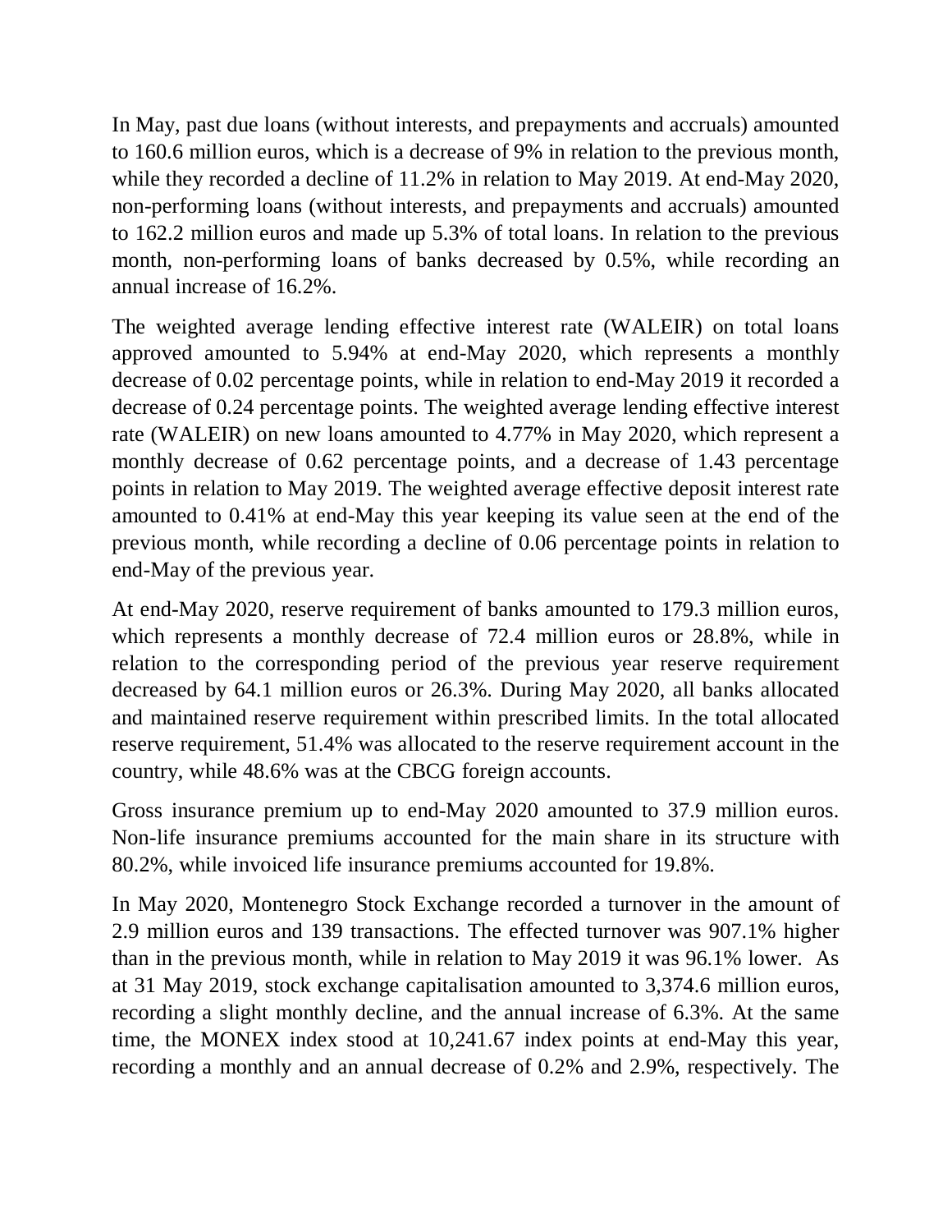In May, past due loans (without interests, and prepayments and accruals) amounted to 160.6 million euros, which is a decrease of 9% in relation to the previous month, while they recorded a decline of 11.2% in relation to May 2019. At end-May 2020, non-performing loans (without interests, and prepayments and accruals) amounted to 162.2 million euros and made up 5.3% of total loans. In relation to the previous month, non-performing loans of banks decreased by 0.5%, while recording an annual increase of 16.2%.

The weighted average lending effective interest rate (WALEIR) on total loans approved amounted to 5.94% at end-May 2020, which represents a monthly decrease of 0.02 percentage points, while in relation to end-May 2019 it recorded a decrease of 0.24 percentage points. The weighted average lending effective interest rate (WALEIR) on new loans amounted to 4.77% in May 2020, which represent a monthly decrease of 0.62 percentage points, and a decrease of 1.43 percentage points in relation to May 2019. The weighted average effective deposit interest rate amounted to 0.41% at end-May this year keeping its value seen at the end of the previous month, while recording a decline of 0.06 percentage points in relation to end-May of the previous year.

At end-May 2020, reserve requirement of banks amounted to 179.3 million euros, which represents a monthly decrease of 72.4 million euros or 28.8%, while in relation to the corresponding period of the previous year reserve requirement decreased by 64.1 million euros or 26.3%. During May 2020, all banks allocated and maintained reserve requirement within prescribed limits. In the total allocated reserve requirement, 51.4% was allocated to the reserve requirement account in the country, while 48.6% was at the CBCG foreign accounts.

Gross insurance premium up to end-May 2020 amounted to 37.9 million euros. Non-life insurance premiums accounted for the main share in its structure with 80.2%, while invoiced life insurance premiums accounted for 19.8%.

In May 2020, Montenegro Stock Exchange recorded a turnover in the amount of 2.9 million euros and 139 transactions. The effected turnover was 907.1% higher than in the previous month, while in relation to May 2019 it was 96.1% lower. As at 31 May 2019, stock exchange capitalisation amounted to 3,374.6 million euros, recording a slight monthly decline, and the annual increase of 6.3%. At the same time, the MONEX index stood at 10,241.67 index points at end-May this year, recording a monthly and an annual decrease of 0.2% and 2.9%, respectively. The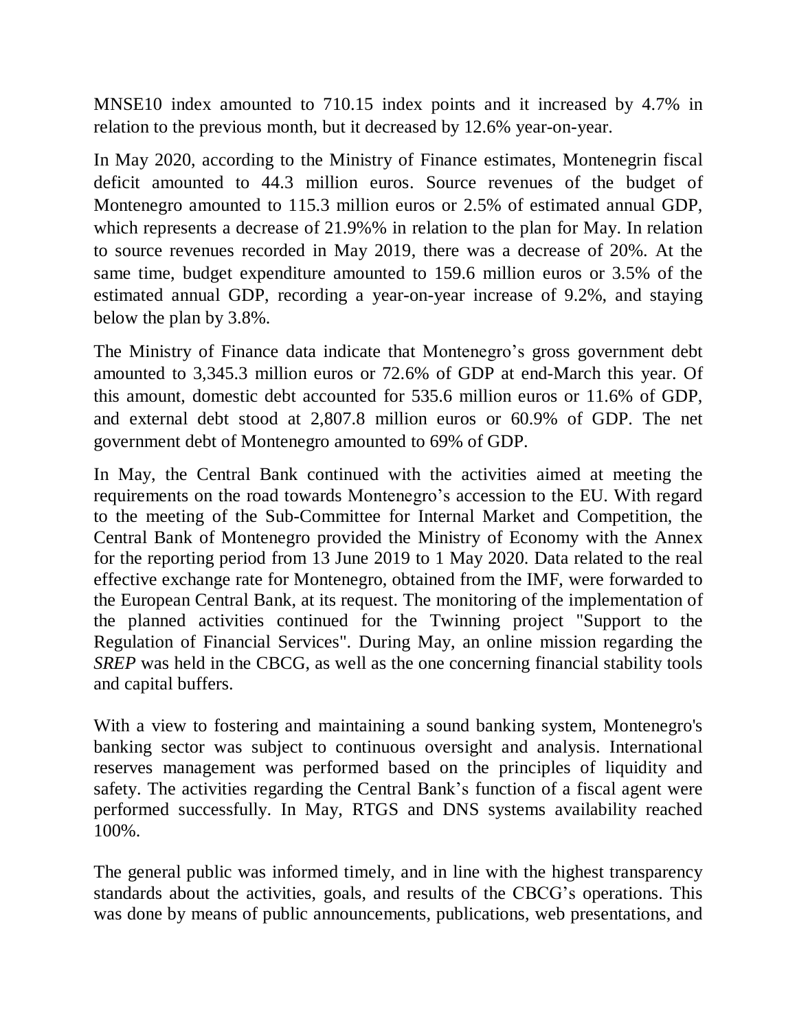MNSE10 index amounted to 710.15 index points and it increased by 4.7% in relation to the previous month, but it decreased by 12.6% year-on-year.

In May 2020, according to the Ministry of Finance estimates, Montenegrin fiscal deficit amounted to 44.3 million euros. Source revenues of the budget of Montenegro amounted to 115.3 million euros or 2.5% of estimated annual GDP, which represents a decrease of 21.9%% in relation to the plan for May. In relation to source revenues recorded in May 2019, there was a decrease of 20%. At the same time, budget expenditure amounted to 159.6 million euros or 3.5% of the estimated annual GDP, recording a year-on-year increase of 9.2%, and staying below the plan by 3.8%.

The Ministry of Finance data indicate that Montenegro's gross government debt amounted to 3,345.3 million euros or 72.6% of GDP at end-March this year. Of this amount, domestic debt accounted for 535.6 million euros or 11.6% of GDP, and external debt stood at 2,807.8 million euros or 60.9% of GDP. The net government debt of Montenegro amounted to 69% of GDP.

In May, the Central Bank continued with the activities aimed at meeting the requirements on the road towards Montenegro's accession to the EU. With regard to the meeting of the Sub-Committee for Internal Market and Competition, the Central Bank of Montenegro provided the Ministry of Economy with the Annex for the reporting period from 13 June 2019 to 1 May 2020. Data related to the real effective exchange rate for Montenegro, obtained from the IMF, were forwarded to the European Central Bank, at its request. The monitoring of the implementation of the planned activities continued for the Twinning project "Support to the Regulation of Financial Services". During May, an online mission regarding the *SREP* was held in the CBCG, as well as the one concerning financial stability tools and capital buffers.

With a view to fostering and maintaining a sound banking system, Montenegro's banking sector was subject to continuous oversight and analysis. International reserves management was performed based on the principles of liquidity and safety. The activities regarding the Central Bank's function of a fiscal agent were performed successfully. In May, RTGS and DNS systems availability reached 100%.

The general public was informed timely, and in line with the highest transparency standards about the activities, goals, and results of the CBCG's operations. This was done by means of public announcements, publications, web presentations, and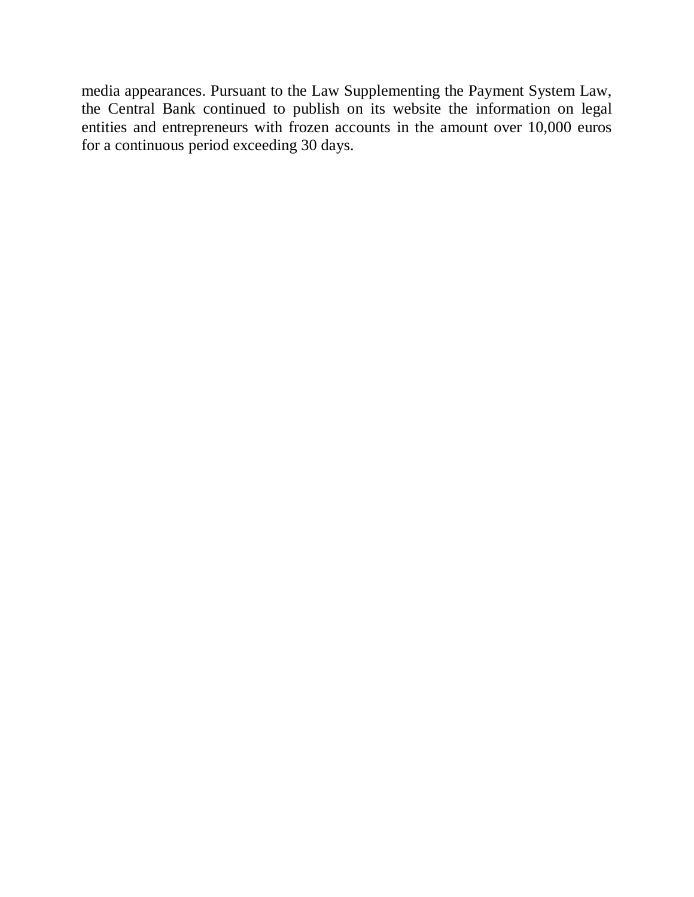media appearances. Pursuant to the Law Supplementing the Payment System Law, the Central Bank continued to publish on its website the information on legal entities and entrepreneurs with frozen accounts in the amount over 10,000 euros for a continuous period exceeding 30 days.